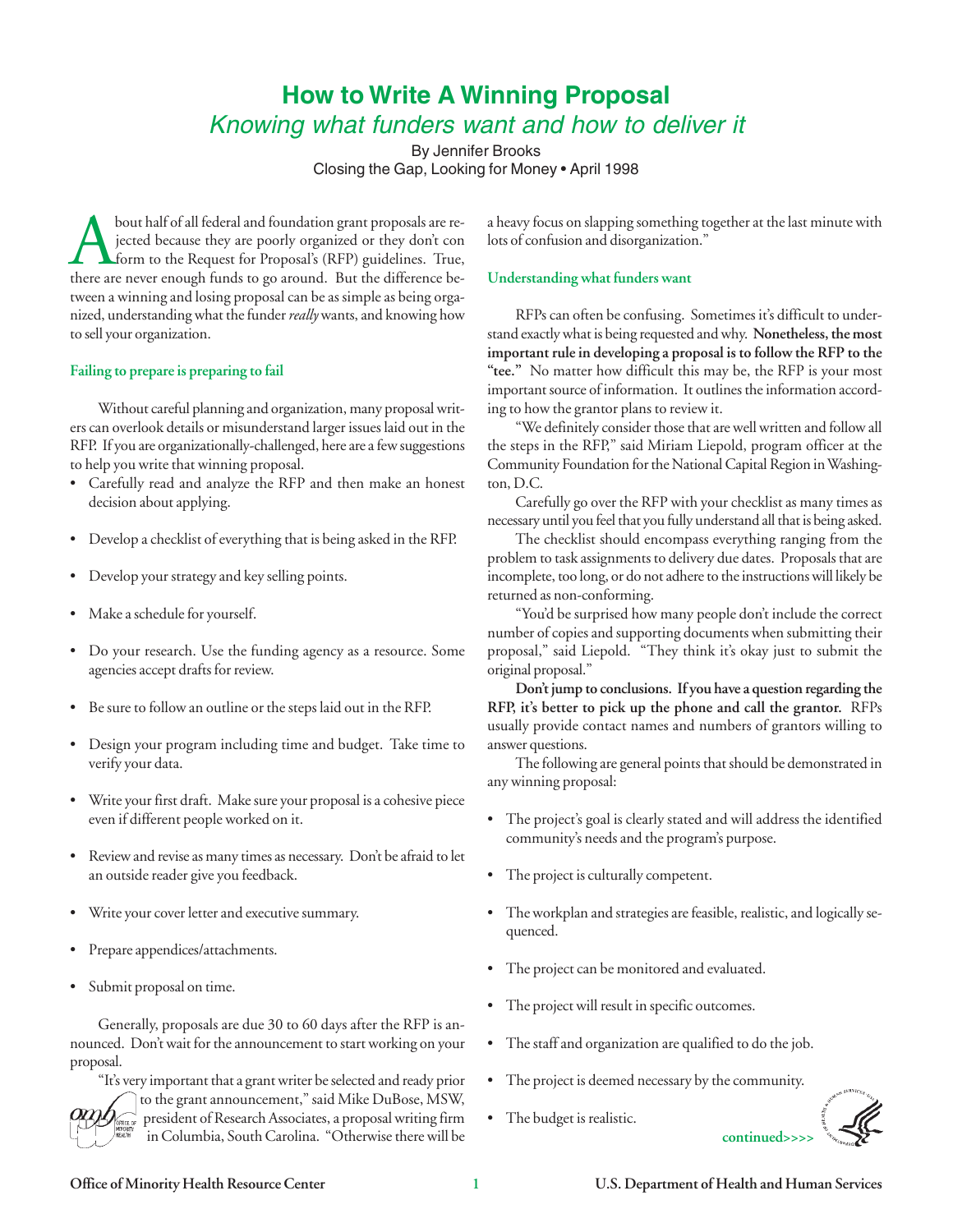# How to Write A Winning Proposal

*Knowing what funders want and how to deliver it*

By Jennifer Brooks
Closing the Gap, Looking for Money • April 1998

About half of all federal and foundation grant proposals are rejected because they are poorly organized or they don't conform to the Request for Proposal's (RFP) guidelines. True, there are never enough funds to go around. But the difference between a winning and losing proposal can be as simple as being organized, understanding what the funder *really* wants, and knowing how to sell your organization.

## Failing to prepare is preparing to fail

Without careful planning and organization, many proposal writers can overlook details or misunderstand larger issues laid out in the RFP. If you are organizationally-challenged, here are a few suggestions to help you write that winning proposal.

- Carefully read and analyze the RFP and then make an honest decision about applying.
- Develop a checklist of everything that is being asked in the RFP.
- Develop your strategy and key selling points.
- Make a schedule for yourself.
- Do your research. Use the funding agency as a resource. Some agencies accept drafts for review.
- Be sure to follow an outline or the steps laid out in the RFP.
- Design your program including time and budget. Take time to verify your data.
- Write your first draft. Make sure your proposal is a cohesive piece even if different people worked on it.
- Review and revise as many times as necessary. Don't be afraid to let an outside reader give you feedback.
- Write your cover letter and executive summary.
- Prepare appendices/attachments.
- Submit proposal on time.

Generally, proposals are due 30 to 60 days after the RFP is announced. Don't wait for the announcement to start working on your proposal.

"It's very important that a grant writer be selected and ready prior to the grant announcement," said Mike DuBose, MSW, president of Research Associates, a proposal writing firm in Columbia, South Carolina. "Otherwise there will be a heavy focus on slapping something together at the last minute with lots of confusion and disorganization."

## Understanding what funders want

RFPs can often be confusing. Sometimes it's difficult to understand exactly what is being requested and why. **Nonetheless, the most important rule in developing a proposal is to follow the RFP to the "tee."** No matter how difficult this may be, the RFP is your most important source of information. It outlines the information according to how the grantor plans to review it.

"We definitely consider those that are well written and follow all the steps in the RFP," said Miriam Liepold, program officer at the Community Foundation for the National Capital Region in Washington, D.C.

Carefully go over the RFP with your checklist as many times as necessary until you feel that you fully understand all that is being asked.

The checklist should encompass everything ranging from the problem to task assignments to delivery due dates. Proposals that are incomplete, too long, or do not adhere to the instructions will likely be returned as non-conforming.

"You'd be surprised how many people don't include the correct number of copies and supporting documents when submitting their proposal," said Liepold. "They think it's okay just to submit the original proposal."

**Don't jump to conclusions. If you have a question regarding the RFP, it's better to pick up the phone and call the grantor.** RFPs usually provide contact names and numbers of grantors willing to answer questions.

The following are general points that should be demonstrated in any winning proposal:

- The project's goal is clearly stated and will address the identified community's needs and the program's purpose.
- The project is culturally competent.
- The workplan and strategies are feasible, realistic, and logically sequenced.
- The project can be monitored and evaluated.
- The project will result in specific outcomes.
- The staff and organization are qualified to do the job.
- The project is deemed necessary by the community.
- The budget is realistic.

continued>>>>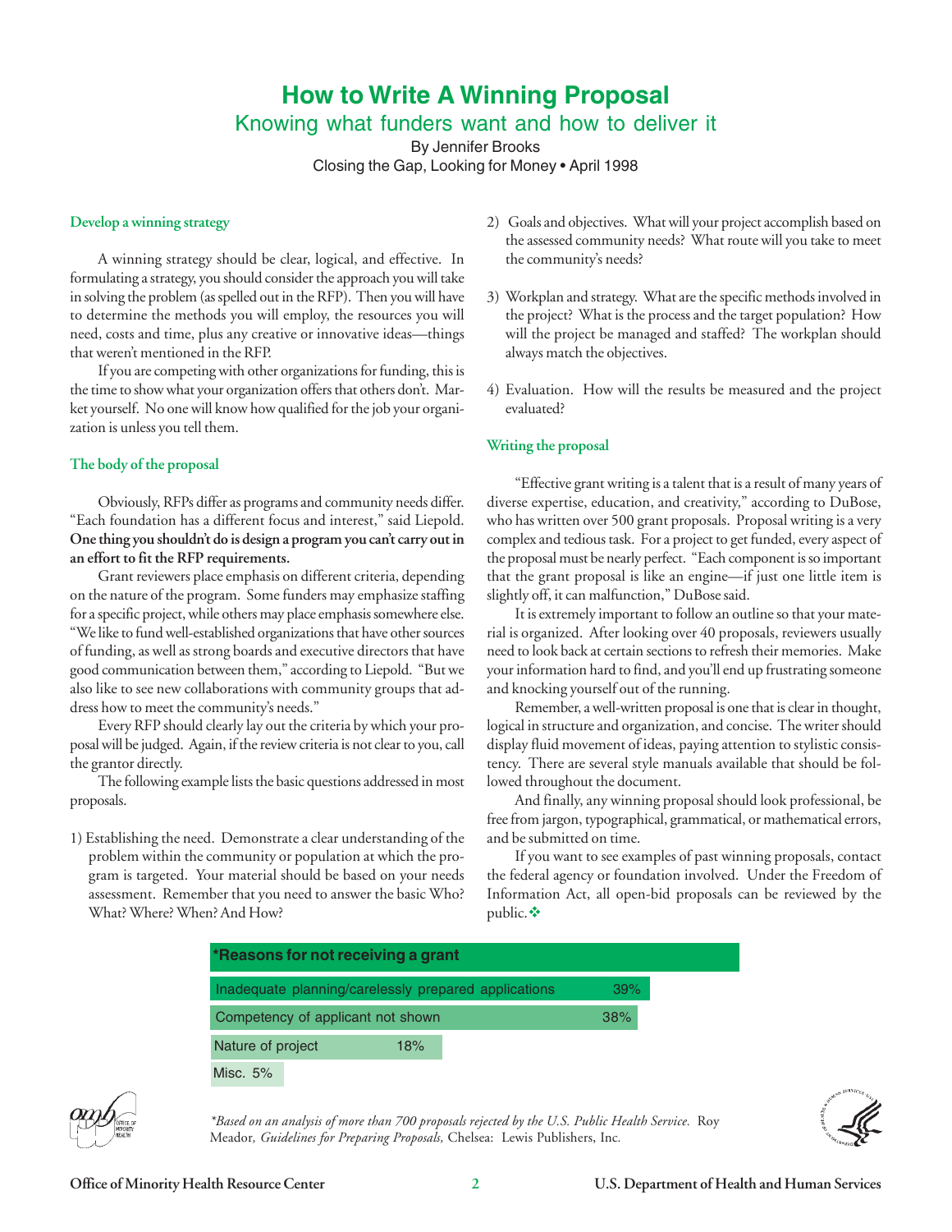# How to Write A Winning Proposal

## Knowing what funders want and how to deliver it

By Jennifer Brooks

Closing the Gap, Looking for Money • April 1998

### Develop a winning strategy

A winning strategy should be clear, logical, and effective. In formulating a strategy, you should consider the approach you will take in solving the problem (as spelled out in the RFP). Then you will have to determine the methods you will employ, the resources you will need, costs and time, plus any creative or innovative ideas—things that weren't mentioned in the RFP.

If you are competing with other organizations for funding, this is the time to show what your organization offers that others don't. Market yourself. No one will know how qualified for the job your organization is unless you tell them.

### The body of the proposal

Obviously, RFPs differ as programs and community needs differ. "Each foundation has a different focus and interest," said Liepold. **One thing you shouldn't do is design a program you can't carry out in an effort to fit the RFP requirements.**

Grant reviewers place emphasis on different criteria, depending on the nature of the program. Some funders may emphasize staffing for a specific project, while others may place emphasis somewhere else. "We like to fund well-established organizations that have other sources of funding, as well as strong boards and executive directors that have good communication between them," according to Liepold. "But we also like to see new collaborations with community groups that address how to meet the community's needs."

Every RFP should clearly lay out the criteria by which your proposal will be judged. Again, if the review criteria is not clear to you, call the grantor directly.

The following example lists the basic questions addressed in most proposals.

1) Establishing the need. Demonstrate a clear understanding of the problem within the community or population at which the program is targeted. Your material should be based on your needs assessment. Remember that you need to answer the basic Who? What? Where? When? And How?

2) Goals and objectives. What will your project accomplish based on the assessed community needs? What route will you take to meet the community's needs?

3) Workplan and strategy. What are the specific methods involved in the project? What is the process and the target population? How will the project be managed and staffed? The workplan should always match the objectives.

4) Evaluation. How will the results be measured and the project evaluated?

### Writing the proposal

"Effective grant writing is a talent that is a result of many years of diverse expertise, education, and creativity," according to DuBose, who has written over 500 grant proposals. Proposal writing is a very complex and tedious task. For a project to get funded, every aspect of the proposal must be nearly perfect. "Each component is so important that the grant proposal is like an engine—if just one little item is slightly off, it can malfunction," DuBose said.

It is extremely important to follow an outline so that your material is organized. After looking over 40 proposals, reviewers usually need to look back at certain sections to refresh their memories. Make your information hard to find, and you'll end up frustrating someone and knocking yourself out of the running.

Remember, a well-written proposal is one that is clear in thought, logical in structure and organization, and concise. The writer should display fluid movement of ideas, paying attention to stylistic consistency. There are several style manuals available that should be followed throughout the document.

And finally, any winning proposal should look professional, be free from jargon, typographical, grammatical, or mathematical errors, and be submitted on time.

If you want to see examples of past winning proposals, contact the federal agency or foundation involved. Under the Freedom of Information Act, all open-bid proposals can be reviewed by the public. ❖

**\*Reasons for not receiving a grant**

Inadequate planning/carelessly prepared applications 39%

Competency of applicant not shown 38%

Nature of project 18%

Misc. 5%

*\*Based on an analysis of more than 700 proposals rejected by the U.S. Public Health Service.* Roy Meador, *Guidelines for Preparing Proposals,* Chelsea: Lewis Publishers, Inc.